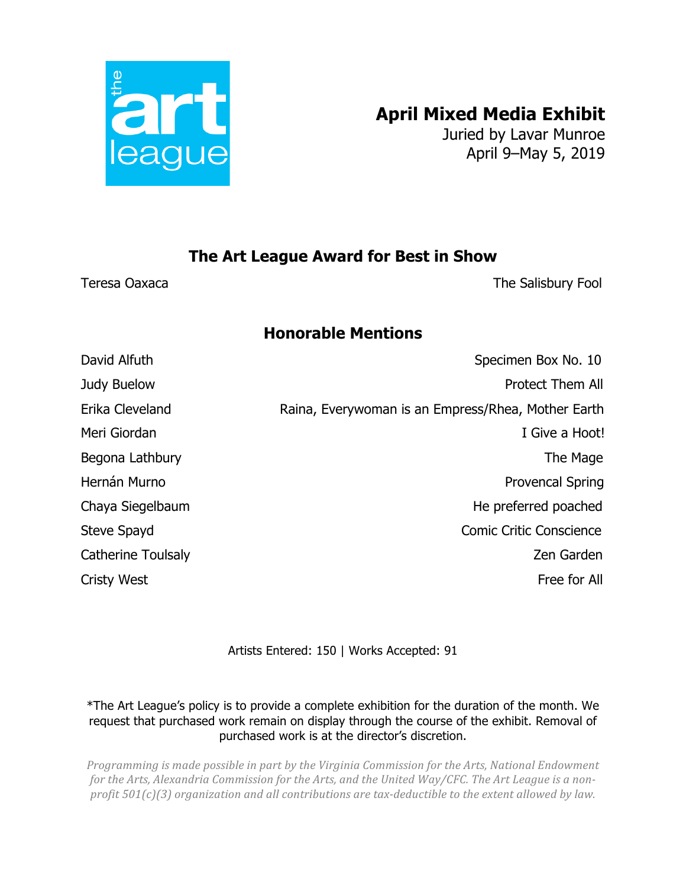the art league

# April Mixed Media Exhibit

Juried by Lavar Munroe
April 9–May 5, 2019

## The Art League Award for Best in Show

| | |
|---|---|
| Teresa Oaxaca | The Salisbury Fool |

## Honorable Mentions

| | |
|---|---|
| David Alfuth | Specimen Box No. 10 |
| Judy Buelow | Protect Them All |
| Erika Cleveland | Raina, Everywoman is an Empress/Rhea, Mother Earth |
| Meri Giordan | I Give a Hoot! |
| Begona Lathbury | The Mage |
| Hernán Murno | Provencal Spring |
| Chaya Siegelbaum | He preferred poached |
| Steve Spayd | Comic Critic Conscience |
| Catherine Toulsaly | Zen Garden |
| Cristy West | Free for All |

Artists Entered: 150 | Works Accepted: 91

*The Art League's policy is to provide a complete exhibition for the duration of the month. We request that purchased work remain on display through the course of the exhibit. Removal of purchased work is at the director's discretion.

*Programming is made possible in part by the Virginia Commission for the Arts, National Endowment for the Arts, Alexandria Commission for the Arts, and the United Way/CFC. The Art League is a non-profit 501(c)(3) organization and all contributions are tax-deductible to the extent allowed by law.*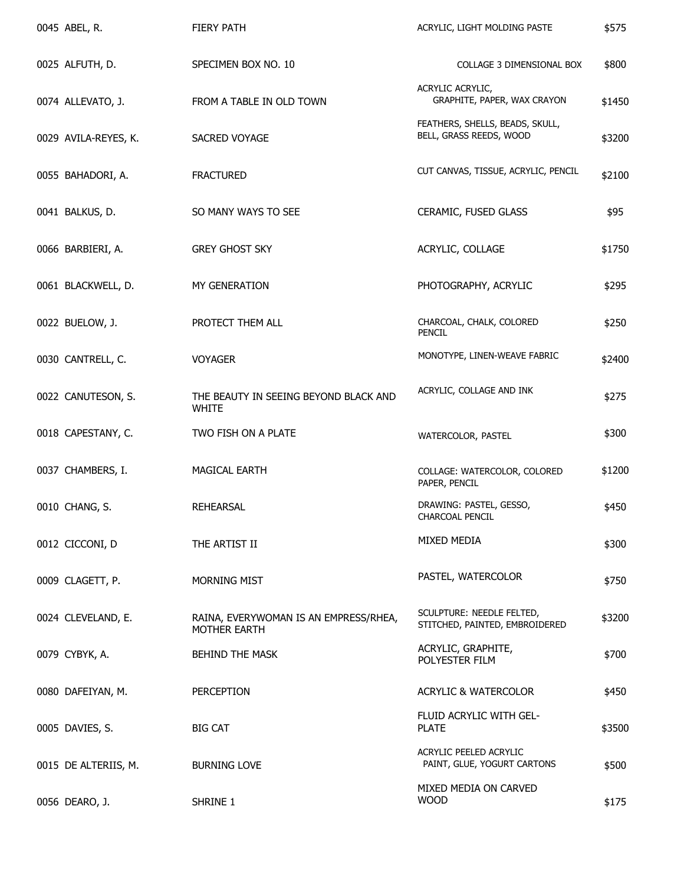| | | | |
|---|---|---|---|
| 0045 ABEL, R. | FIERY PATH | ACRYLIC, LIGHT MOLDING PASTE | $575 |
| 0025 ALFUTH, D. | SPECIMEN BOX NO. 10 | COLLAGE 3 DIMENSIONAL BOX | $800 |
| 0074 ALLEVATO, J. | FROM A TABLE IN OLD TOWN | ACRYLIC ACRYLIC, GRAPHITE, PAPER, WAX CRAYON | $1450 |
| 0029 AVILA-REYES, K. | SACRED VOYAGE | FEATHERS, SHELLS, BEADS, SKULL, BELL, GRASS REEDS, WOOD | $3200 |
| 0055 BAHADORI, A. | FRACTURED | CUT CANVAS, TISSUE, ACRYLIC, PENCIL | $2100 |
| 0041 BALKUS, D. | SO MANY WAYS TO SEE | CERAMIC, FUSED GLASS | $95 |
| 0066 BARBIERI, A. | GREY GHOST SKY | ACRYLIC, COLLAGE | $1750 |
| 0061 BLACKWELL, D. | MY GENERATION | PHOTOGRAPHY, ACRYLIC | $295 |
| 0022 BUELOW, J. | PROTECT THEM ALL | CHARCOAL, CHALK, COLORED PENCIL | $250 |
| 0030 CANTRELL, C. | VOYAGER | MONOTYPE, LINEN-WEAVE FABRIC | $2400 |
| 0022 CANUTESON, S. | THE BEAUTY IN SEEING BEYOND BLACK AND WHITE | ACRYLIC, COLLAGE AND INK | $275 |
| 0018 CAPESTANY, C. | TWO FISH ON A PLATE | WATERCOLOR, PASTEL | $300 |
| 0037 CHAMBERS, I. | MAGICAL EARTH | COLLAGE: WATERCOLOR, COLORED PAPER, PENCIL | $1200 |
| 0010 CHANG, S. | REHEARSAL | DRAWING: PASTEL, GESSO, CHARCOAL PENCIL | $450 |
| 0012 CICCONI, D | THE ARTIST II | MIXED MEDIA | $300 |
| 0009 CLAGETT, P. | MORNING MIST | PASTEL, WATERCOLOR | $750 |
| 0024 CLEVELAND, E. | RAINA, EVERYWOMAN IS AN EMPRESS/RHEA, MOTHER EARTH | SCULPTURE: NEEDLE FELTED, STITCHED, PAINTED, EMBROIDERED | $3200 |
| 0079 CYBYK, A. | BEHIND THE MASK | ACRYLIC, GRAPHITE, POLYESTER FILM | $700 |
| 0080 DAFEIYAN, M. | PERCEPTION | ACRYLIC & WATERCOLOR | $450 |
| 0005 DAVIES, S. | BIG CAT | FLUID ACRYLIC WITH GEL-PLATE | $3500 |
| 0015 DE ALTERIIS, M. | BURNING LOVE | ACRYLIC PEELED ACRYLIC PAINT, GLUE, YOGURT CARTONS | $500 |
| 0056 DEARO, J. | SHRINE 1 | MIXED MEDIA ON CARVED WOOD | $175 |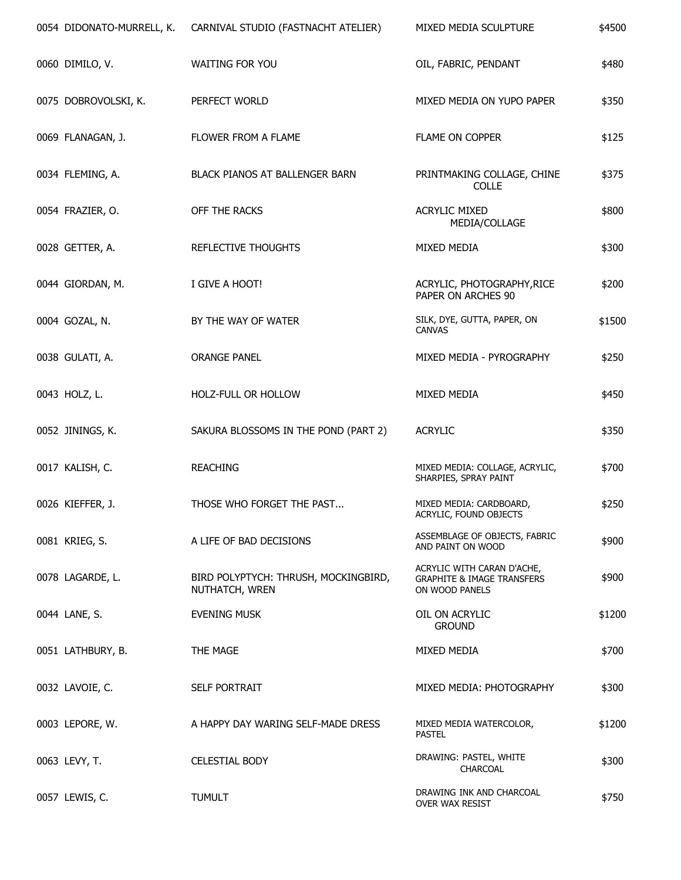| | | | |
|---|---|---|---|
| 0054 DIDONATO-MURRELL, K. | CARNIVAL STUDIO (FASTNACHT ATELIER) | MIXED MEDIA SCULPTURE | $4500 |
| 0060 DIMILO, V. | WAITING FOR YOU | OIL, FABRIC, PENDANT | $480 |
| 0075 DOBROVOLSKI, K. | PERFECT WORLD | MIXED MEDIA ON YUPO PAPER | $350 |
| 0069 FLANAGAN, J. | FLOWER FROM A FLAME | FLAME ON COPPER | $125 |
| 0034 FLEMING, A. | BLACK PIANOS AT BALLENGER BARN | PRINTMAKING COLLAGE, CHINE COLLE | $375 |
| 0054 FRAZIER, O. | OFF THE RACKS | ACRYLIC MIXED MEDIA/COLLAGE | $800 |
| 0028 GETTER, A. | REFLECTIVE THOUGHTS | MIXED MEDIA | $300 |
| 0044 GIORDAN, M. | I GIVE A HOOT! | ACRYLIC, PHOTOGRAPHY,RICE PAPER ON ARCHES 90 | $200 |
| 0004 GOZAL, N. | BY THE WAY OF WATER | SILK, DYE, GUTTA, PAPER, ON CANVAS | $1500 |
| 0038 GULATI, A. | ORANGE PANEL | MIXED MEDIA - PYROGRAPHY | $250 |
| 0043 HOLZ, L. | HOLZ-FULL OR HOLLOW | MIXED MEDIA | $450 |
| 0052 JININGS, K. | SAKURA BLOSSOMS IN THE POND (PART 2) | ACRYLIC | $350 |
| 0017 KALISH, C. | REACHING | MIXED MEDIA: COLLAGE, ACRYLIC, SHARPIES, SPRAY PAINT | $700 |
| 0026 KIEFFER, J. | THOSE WHO FORGET THE PAST... | MIXED MEDIA: CARDBOARD, ACRYLIC, FOUND OBJECTS | $250 |
| 0081 KRIEG, S. | A LIFE OF BAD DECISIONS | ASSEMBLAGE OF OBJECTS, FABRIC AND PAINT ON WOOD | $900 |
| 0078 LAGARDE, L. | BIRD POLYPTYCH: THRUSH, MOCKINGBIRD, NUTHATCH, WREN | ACRYLIC WITH CARAN D'ACHE, GRAPHITE & IMAGE TRANSFERS ON WOOD PANELS | $900 |
| 0044 LANE, S. | EVENING MUSK | OIL ON ACRYLIC GROUND | $1200 |
| 0051 LATHBURY, B. | THE MAGE | MIXED MEDIA | $700 |
| 0032 LAVOIE, C. | SELF PORTRAIT | MIXED MEDIA: PHOTOGRAPHY | $300 |
| 0003 LEPORE, W. | A HAPPY DAY WARING SELF-MADE DRESS | MIXED MEDIA WATERCOLOR, PASTEL | $1200 |
| 0063 LEVY, T. | CELESTIAL BODY | DRAWING: PASTEL, WHITE CHARCOAL | $300 |
| 0057 LEWIS, C. | TUMULT | DRAWING INK AND CHARCOAL OVER WAX RESIST | $750 |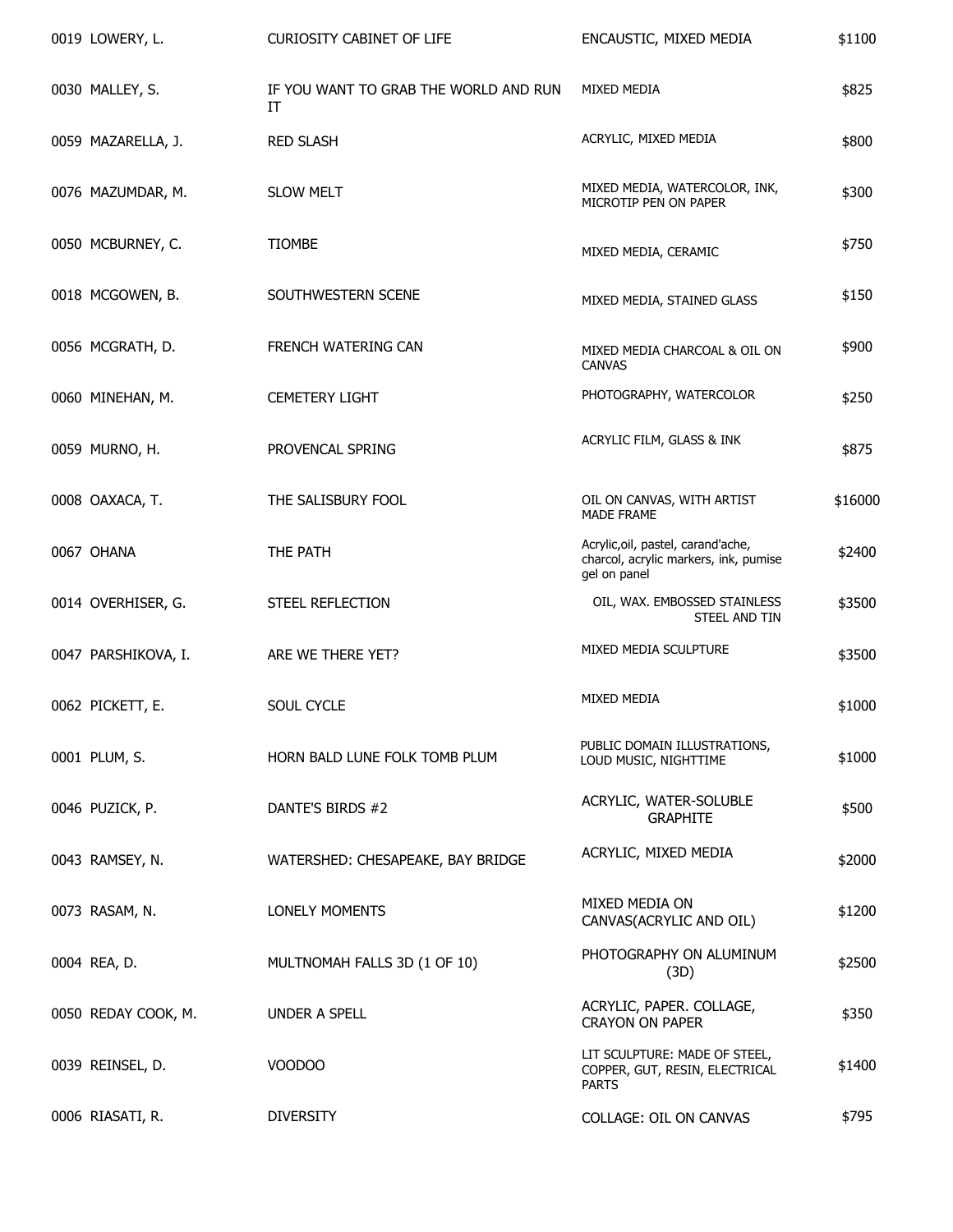| | | | |
|---|---|---|---|
| 0019 LOWERY, L. | CURIOSITY CABINET OF LIFE | ENCAUSTIC, MIXED MEDIA | $1100 |
| 0030 MALLEY, S. | IF YOU WANT TO GRAB THE WORLD AND RUN IT | MIXED MEDIA | $825 |
| 0059 MAZARELLA, J. | RED SLASH | ACRYLIC, MIXED MEDIA | $800 |
| 0076 MAZUMDAR, M. | SLOW MELT | MIXED MEDIA, WATERCOLOR, INK, MICROTIP PEN ON PAPER | $300 |
| 0050 MCBURNEY, C. | TIOMBE | MIXED MEDIA, CERAMIC | $750 |
| 0018 MCGOWEN, B. | SOUTHWESTERN SCENE | MIXED MEDIA, STAINED GLASS | $150 |
| 0056 MCGRATH, D. | FRENCH WATERING CAN | MIXED MEDIA CHARCOAL & OIL ON CANVAS | $900 |
| 0060 MINEHAN, M. | CEMETERY LIGHT | PHOTOGRAPHY, WATERCOLOR | $250 |
| 0059 MURNO, H. | PROVENCAL SPRING | ACRYLIC FILM, GLASS & INK | $875 |
| 0008 OAXACA, T. | THE SALISBURY FOOL | OIL ON CANVAS, WITH ARTIST MADE FRAME | $16000 |
| 0067 OHANA | THE PATH | Acrylic,oil, pastel, carand'ache, charcol, acrylic markers, ink, pumise gel on panel | $2400 |
| 0014 OVERHISER, G. | STEEL REFLECTION | OIL, WAX. EMBOSSED STAINLESS STEEL AND TIN | $3500 |
| 0047 PARSHIKOVA, I. | ARE WE THERE YET? | MIXED MEDIA SCULPTURE | $3500 |
| 0062 PICKETT, E. | SOUL CYCLE | MIXED MEDIA | $1000 |
| 0001 PLUM, S. | HORN BALD LUNE FOLK TOMB PLUM | PUBLIC DOMAIN ILLUSTRATIONS, LOUD MUSIC, NIGHTTIME | $1000 |
| 0046 PUZICK, P. | DANTE'S BIRDS #2 | ACRYLIC, WATER-SOLUBLE GRAPHITE | $500 |
| 0043 RAMSEY, N. | WATERSHED: CHESAPEAKE, BAY BRIDGE | ACRYLIC, MIXED MEDIA | $2000 |
| 0073 RASAM, N. | LONELY MOMENTS | MIXED MEDIA ON CANVAS(ACRYLIC AND OIL) | $1200 |
| 0004 REA, D. | MULTNOMAH FALLS 3D (1 OF 10) | PHOTOGRAPHY ON ALUMINUM (3D) | $2500 |
| 0050 REDAY COOK, M. | UNDER A SPELL | ACRYLIC, PAPER. COLLAGE, CRAYON ON PAPER | $350 |
| 0039 REINSEL, D. | VOODOO | LIT SCULPTURE: MADE OF STEEL, COPPER, GUT, RESIN, ELECTRICAL PARTS | $1400 |
| 0006 RIASATI, R. | DIVERSITY | COLLAGE: OIL ON CANVAS | $795 |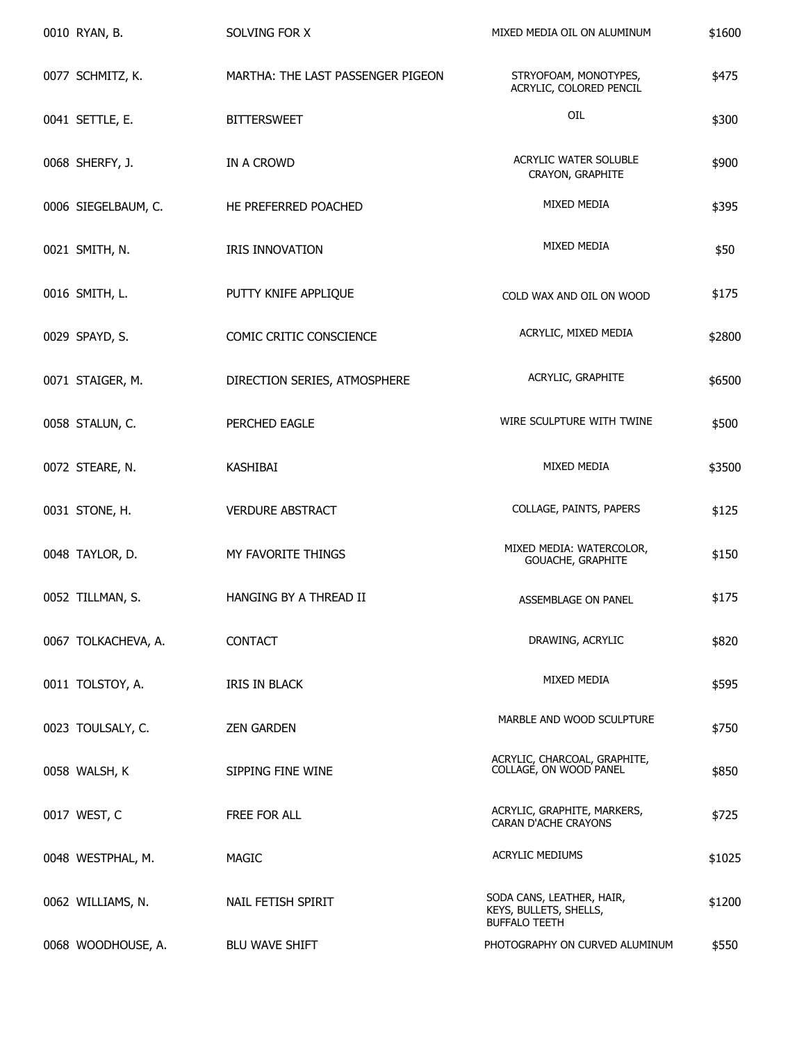| | | | |
|---|---|---|---|
| 0010 RYAN, B. | SOLVING FOR X | MIXED MEDIA OIL ON ALUMINUM | $1600 |
| 0077 SCHMITZ, K. | MARTHA: THE LAST PASSENGER PIGEON | STRYOFOAM, MONOTYPES, ACRYLIC, COLORED PENCIL | $475 |
| 0041 SETTLE, E. | BITTERSWEET | OIL | $300 |
| 0068 SHERFY, J. | IN A CROWD | ACRYLIC WATER SOLUBLE CRAYON, GRAPHITE | $900 |
| 0006 SIEGELBAUM, C. | HE PREFERRED POACHED | MIXED MEDIA | $395 |
| 0021 SMITH, N. | IRIS INNOVATION | MIXED MEDIA | $50 |
| 0016 SMITH, L. | PUTTY KNIFE APPLIQUE | COLD WAX AND OIL ON WOOD | $175 |
| 0029 SPAYD, S. | COMIC CRITIC CONSCIENCE | ACRYLIC, MIXED MEDIA | $2800 |
| 0071 STAIGER, M. | DIRECTION SERIES, ATMOSPHERE | ACRYLIC, GRAPHITE | $6500 |
| 0058 STALUN, C. | PERCHED EAGLE | WIRE SCULPTURE WITH TWINE | $500 |
| 0072 STEARE, N. | KASHIBAI | MIXED MEDIA | $3500 |
| 0031 STONE, H. | VERDURE ABSTRACT | COLLAGE, PAINTS, PAPERS | $125 |
| 0048 TAYLOR, D. | MY FAVORITE THINGS | MIXED MEDIA: WATERCOLOR, GOUACHE, GRAPHITE | $150 |
| 0052 TILLMAN, S. | HANGING BY A THREAD II | ASSEMBLAGE ON PANEL | $175 |
| 0067 TOLKACHEVA, A. | CONTACT | DRAWING, ACRYLIC | $820 |
| 0011 TOLSTOY, A. | IRIS IN BLACK | MIXED MEDIA | $595 |
| 0023 TOULSALY, C. | ZEN GARDEN | MARBLE AND WOOD SCULPTURE | $750 |
| 0058 WALSH, K | SIPPING FINE WINE | ACRYLIC, CHARCOAL, GRAPHITE, COLLAGE, ON WOOD PANEL | $850 |
| 0017 WEST, C | FREE FOR ALL | ACRYLIC, GRAPHITE, MARKERS, CARAN D'ACHE CRAYONS | $725 |
| 0048 WESTPHAL, M. | MAGIC | ACRYLIC MEDIUMS | $1025 |
| 0062 WILLIAMS, N. | NAIL FETISH SPIRIT | SODA CANS, LEATHER, HAIR, KEYS, BULLETS, SHELLS, BUFFALO TEETH | $1200 |
| 0068 WOODHOUSE, A. | BLU WAVE SHIFT | PHOTOGRAPHY ON CURVED ALUMINUM | $550 |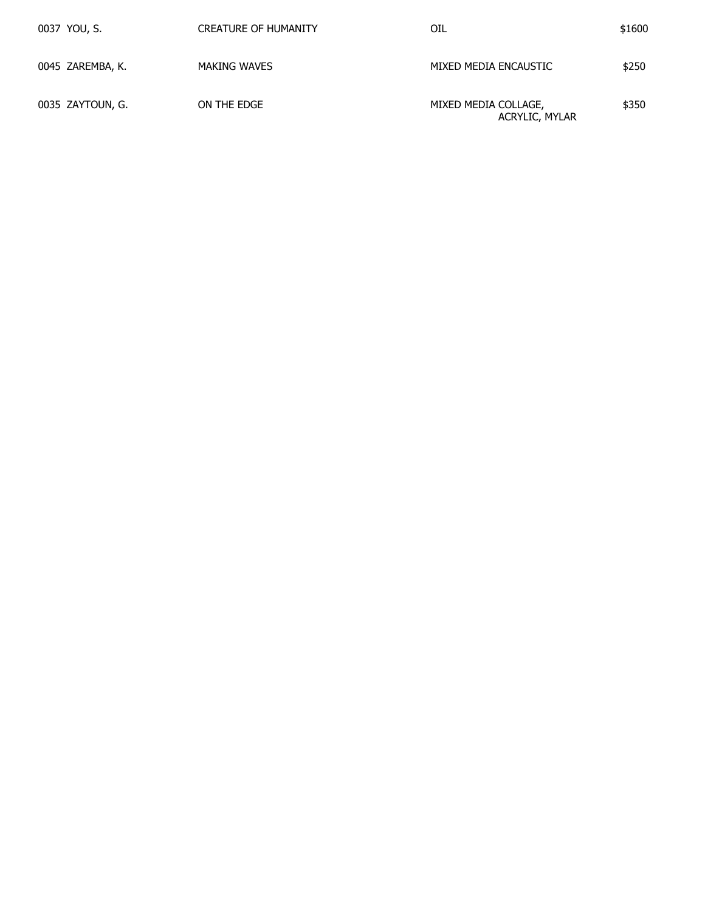| | | | |
|---|---|---|---|
| 0037 YOU, S. | CREATURE OF HUMANITY | OIL | $1600 |
| 0045 ZAREMBA, K. | MAKING WAVES | MIXED MEDIA ENCAUSTIC | $250 |
| 0035 ZAYTOUN, G. | ON THE EDGE | MIXED MEDIA COLLAGE, ACRYLIC, MYLAR | $350 |